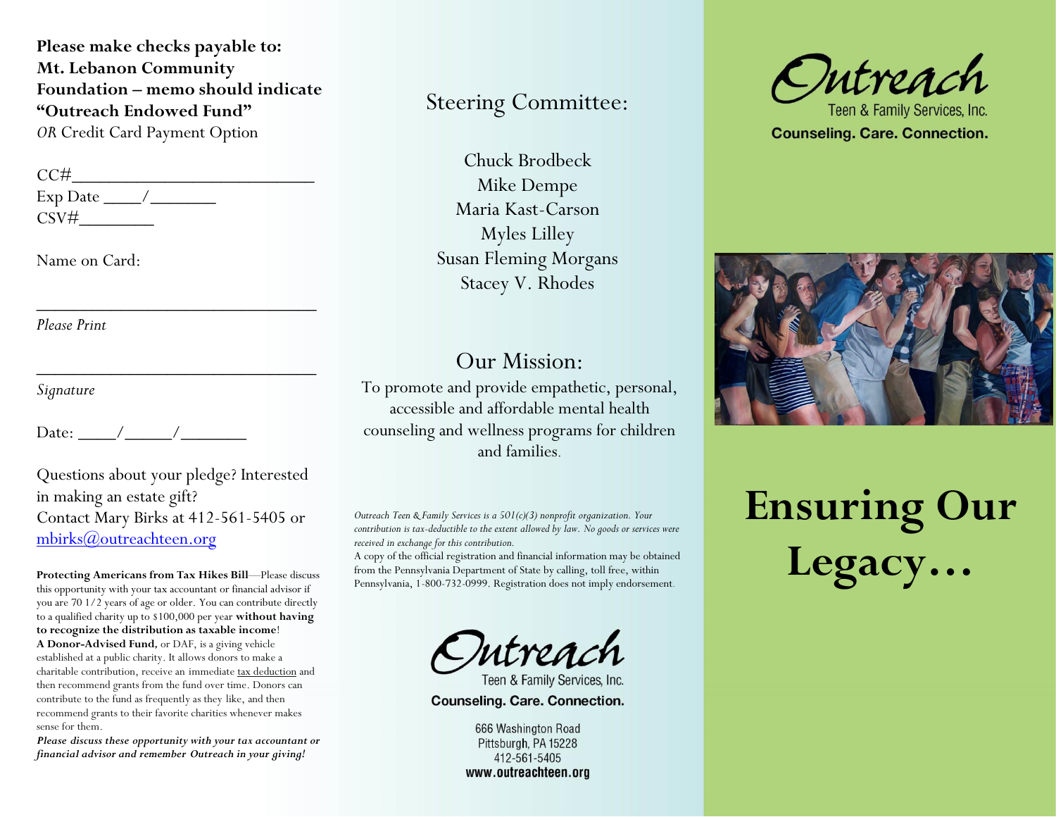**Please make checks payable to: Mt. Lebanon Community Foundation – memo should indicate "Outreach Endowed Fund"**
*OR* Credit Card Payment Option

CC#___________________________
Exp Date ____/_______
CSV#________

Name on Card:

_________________________________
*Please Print*

_________________________________
*Signature*

Date: ____/_____/_______

Questions about your pledge? Interested in making an estate gift?
Contact Mary Birks at 412-561-5405 or mbirks@outreachteen.org

**Protecting Americans from Tax Hikes Bill**—Please discuss this opportunity with your tax accountant or financial advisor if you are 70 1/2 years of age or older. You can contribute directly to a qualified charity up to $100,000 per year **without having to recognize the distribution as taxable income**!
**A Donor-Advised Fund,** or DAF, is a giving vehicle established at a public charity. It allows donors to make a charitable contribution, receive an immediate tax deduction and then recommend grants from the fund over time. Donors can contribute to the fund as frequently as they like, and then recommend grants to their favorite charities whenever makes sense for them.
***Please discuss these opportunity with your tax accountant or financial advisor and remember Outreach in your giving!***

## Steering Committee:

Chuck Brodbeck
Mike Dempe
Maria Kast-Carson
Myles Lilley
Susan Fleming Morgans
Stacey V. Rhodes

## Our Mission:

To promote and provide empathetic, personal, accessible and affordable mental health counseling and wellness programs for children and families.

*Outreach Teen & Family Services is a 501(c)(3) nonprofit organization. Your contribution is tax-deductible to the extent allowed by law. No goods or services were received in exchange for this contribution.*
A copy of the official registration and financial information may be obtained from the Pennsylvania Department of State by calling, toll free, within Pennsylvania, 1-800-732-0999. Registration does not imply endorsement.

Outreach
Teen & Family Services, Inc.
**Counseling. Care. Connection.**

666 Washington Road
Pittsburgh, PA 15228
412-561-5405
**www.outreachteen.org**

Outreach
Teen & Family Services, Inc.
**Counseling. Care. Connection.**

# Ensuring Our Legacy…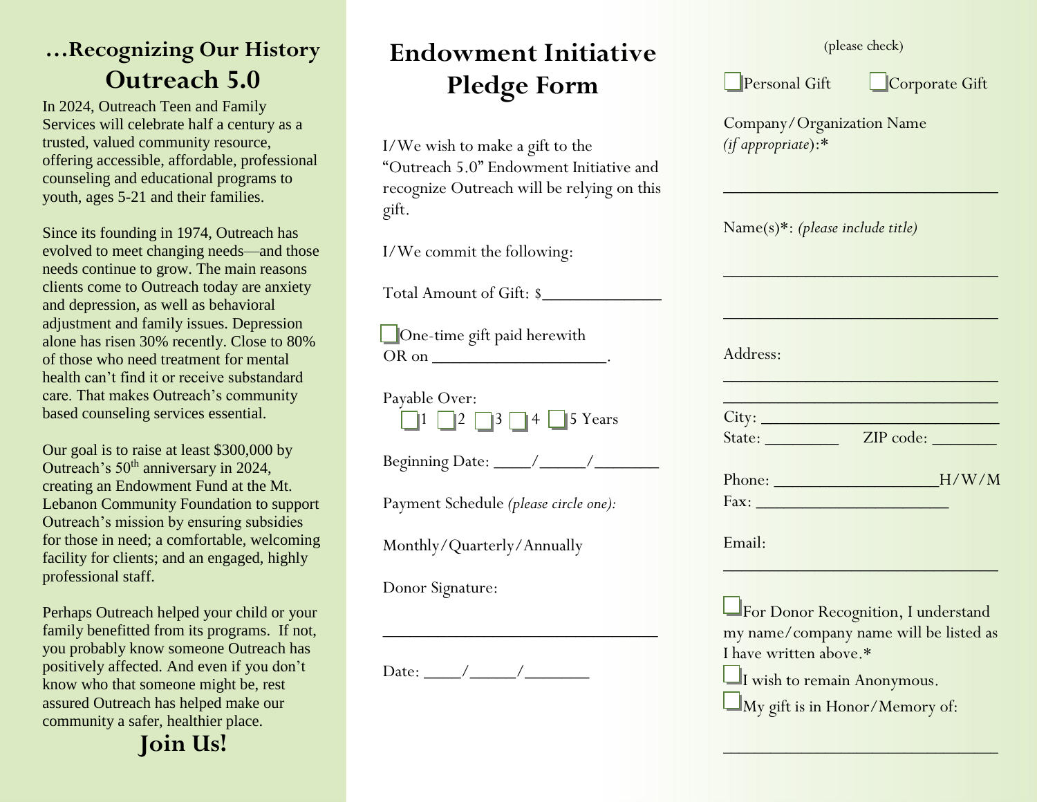# …Recognizing Our History

# Outreach 5.0

In 2024, Outreach Teen and Family Services will celebrate half a century as a trusted, valued community resource, offering accessible, affordable, professional counseling and educational programs to youth, ages 5-21 and their families.

Since its founding in 1974, Outreach has evolved to meet changing needs—and those needs continue to grow. The main reasons clients come to Outreach today are anxiety and depression, as well as behavioral adjustment and family issues. Depression alone has risen 30% recently. Close to 80% of those who need treatment for mental health can't find it or receive substandard care. That makes Outreach's community based counseling services essential.

Our goal is to raise at least $300,000 by Outreach's 50th anniversary in 2024, creating an Endowment Fund at the Mt. Lebanon Community Foundation to support Outreach's mission by ensuring subsidies for those in need; a comfortable, welcoming facility for clients; and an engaged, highly professional staff.

Perhaps Outreach helped your child or your family benefitted from its programs. If not, you probably know someone Outreach has positively affected. And even if you don't know who that someone might be, rest assured Outreach has helped make our community a safer, healthier place.

**Join Us!**

# Endowment Initiative Pledge Form

I/We wish to make a gift to the "Outreach 5.0" Endowment Initiative and recognize Outreach will be relying on this gift.

I/We commit the following:

Total Amount of Gift: $______________

☐ One-time gift paid herewith
OR on ____________________.

Payable Over:
☐ 1 ☐ 2 ☐ 3 ☐ 4 ☐ 5 Years

Beginning Date: ____/_____/_______

Payment Schedule *(please circle one):*

Monthly/Quarterly/Annually

Donor Signature:

________________________________

Date: ____/_____/_______

(please check)

☐ Personal Gift ☐ Corporate Gift

Company/Organization Name *(if appropriate)*:*

________________________________

Name(s)*: *(please include title)*

________________________________

________________________________

Address:

________________________________

________________________________

City: ___________________________

State: ________ ZIP code: _______

Phone: __________________H/W/M

Fax: ______________________

Email:

________________________________

☐ For Donor Recognition, I understand my name/company name will be listed as I have written above.*

☐ I wish to remain Anonymous.

☐ My gift is in Honor/Memory of:

________________________________